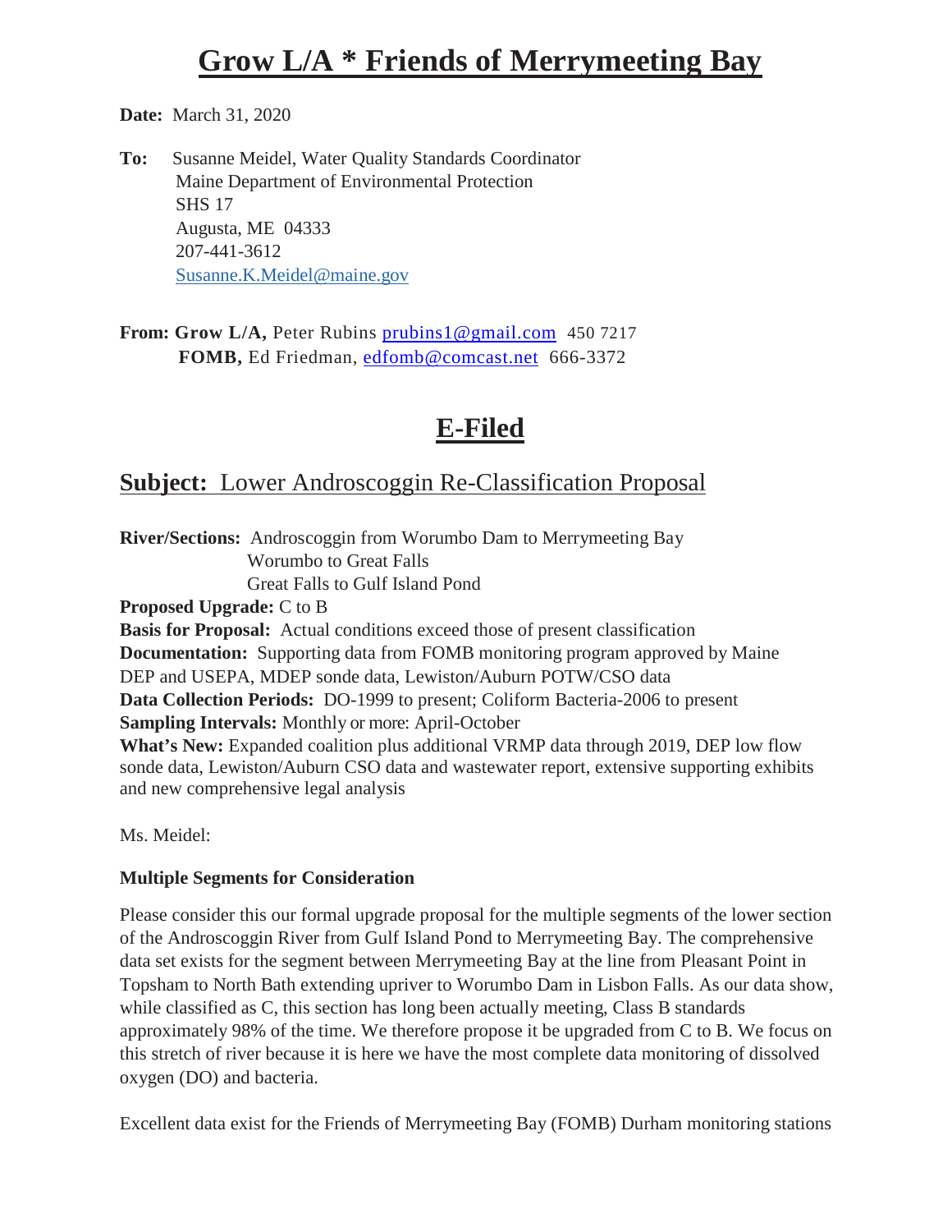# Grow L/A * Friends of Merrymeeting Bay

**Date:** March 31, 2020

**To:** Susanne Meidel, Water Quality Standards Coordinator
Maine Department of Environmental Protection
SHS 17
Augusta, ME 04333
207-441-3612
Susanne.K.Meidel@maine.gov

**From: Grow L/A,** Peter Rubins prubins1@gmail.com 450 7217
**FOMB,** Ed Friedman, edfomb@comcast.net 666-3372

## E-Filed

## Subject: Lower Androscoggin Re-Classification Proposal

**River/Sections:** Androscoggin from Worumbo Dam to Merrymeeting Bay
Worumbo to Great Falls
Great Falls to Gulf Island Pond
**Proposed Upgrade:** C to B
**Basis for Proposal:** Actual conditions exceed those of present classification
**Documentation:** Supporting data from FOMB monitoring program approved by Maine DEP and USEPA, MDEP sonde data, Lewiston/Auburn POTW/CSO data
**Data Collection Periods:** DO-1999 to present; Coliform Bacteria-2006 to present
**Sampling Intervals:** Monthly or more: April-October
**What's New:** Expanded coalition plus additional VRMP data through 2019, DEP low flow sonde data, Lewiston/Auburn CSO data and wastewater report, extensive supporting exhibits and new comprehensive legal analysis

Ms. Meidel:

**Multiple Segments for Consideration**

Please consider this our formal upgrade proposal for the multiple segments of the lower section of the Androscoggin River from Gulf Island Pond to Merrymeeting Bay. The comprehensive data set exists for the segment between Merrymeeting Bay at the line from Pleasant Point in Topsham to North Bath extending upriver to Worumbo Dam in Lisbon Falls. As our data show, while classified as C, this section has long been actually meeting, Class B standards approximately 98% of the time. We therefore propose it be upgraded from C to B. We focus on this stretch of river because it is here we have the most complete data monitoring of dissolved oxygen (DO) and bacteria.

Excellent data exist for the Friends of Merrymeeting Bay (FOMB) Durham monitoring stations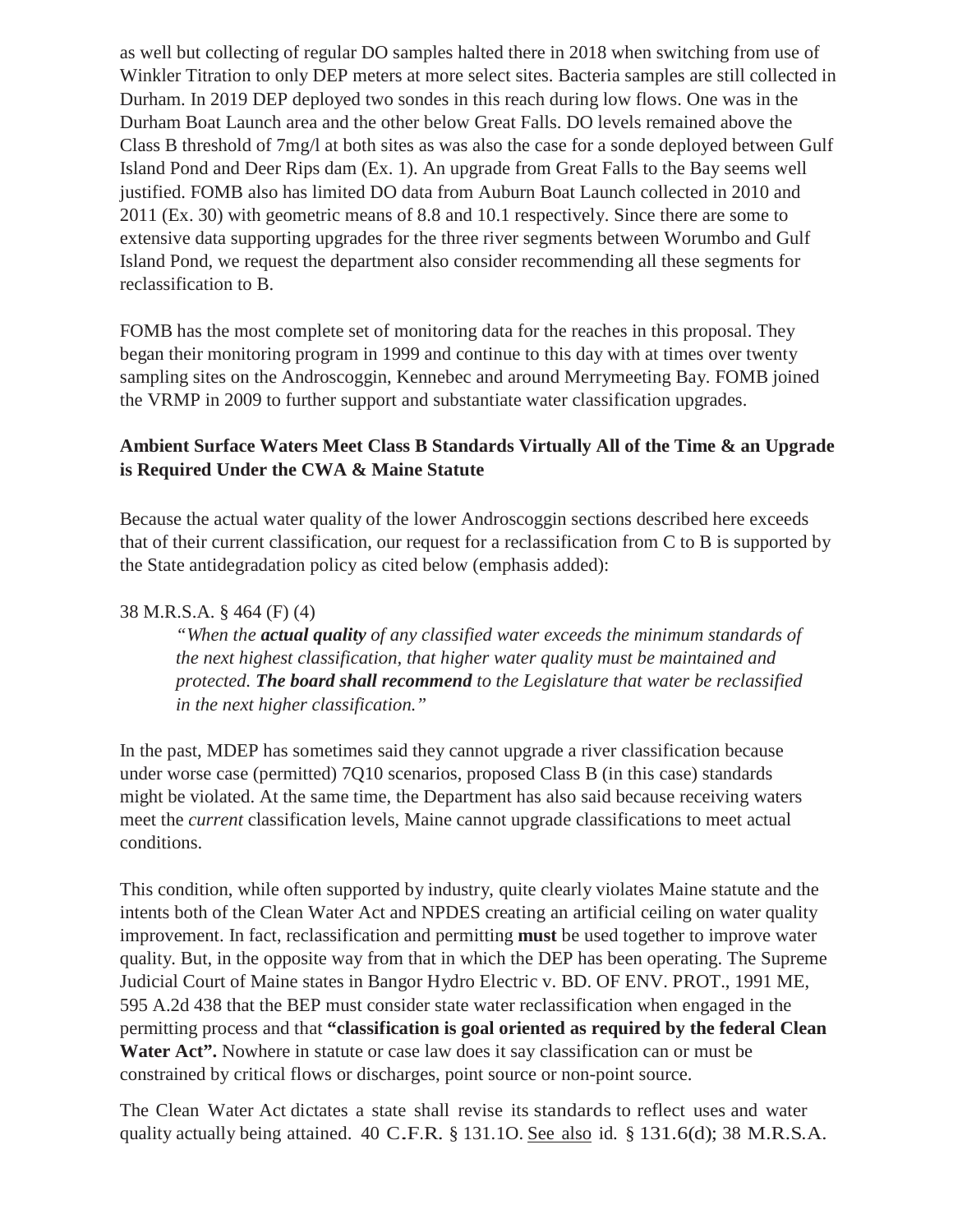as well but collecting of regular DO samples halted there in 2018 when switching from use of Winkler Titration to only DEP meters at more select sites. Bacteria samples are still collected in Durham. In 2019 DEP deployed two sondes in this reach during low flows. One was in the Durham Boat Launch area and the other below Great Falls. DO levels remained above the Class B threshold of 7mg/l at both sites as was also the case for a sonde deployed between Gulf Island Pond and Deer Rips dam (Ex. 1). An upgrade from Great Falls to the Bay seems well justified. FOMB also has limited DO data from Auburn Boat Launch collected in 2010 and 2011 (Ex. 30) with geometric means of 8.8 and 10.1 respectively. Since there are some to extensive data supporting upgrades for the three river segments between Worumbo and Gulf Island Pond, we request the department also consider recommending all these segments for reclassification to B.

FOMB has the most complete set of monitoring data for the reaches in this proposal. They began their monitoring program in 1999 and continue to this day with at times over twenty sampling sites on the Androscoggin, Kennebec and around Merrymeeting Bay. FOMB joined the VRMP in 2009 to further support and substantiate water classification upgrades.

### Ambient Surface Waters Meet Class B Standards Virtually All of the Time & an Upgrade is Required Under the CWA & Maine Statute

Because the actual water quality of the lower Androscoggin sections described here exceeds that of their current classification, our request for a reclassification from C to B is supported by the State antidegradation policy as cited below (emphasis added):

38 M.R.S.A. § 464 (F) (4)

> *"When the **actual quality** of any classified water exceeds the minimum standards of the next highest classification, that higher water quality must be maintained and protected. **The board shall recommend** to the Legislature that water be reclassified in the next higher classification."*

In the past, MDEP has sometimes said they cannot upgrade a river classification because under worse case (permitted) 7Q10 scenarios, proposed Class B (in this case) standards might be violated. At the same time, the Department has also said because receiving waters meet the *current* classification levels, Maine cannot upgrade classifications to meet actual conditions.

This condition, while often supported by industry, quite clearly violates Maine statute and the intents both of the Clean Water Act and NPDES creating an artificial ceiling on water quality improvement. In fact, reclassification and permitting **must** be used together to improve water quality. But, in the opposite way from that in which the DEP has been operating. The Supreme Judicial Court of Maine states in Bangor Hydro Electric v. BD. OF ENV. PROT., 1991 ME, 595 A.2d 438 that the BEP must consider state water reclassification when engaged in the permitting process and that **"classification is goal oriented as required by the federal Clean Water Act".** Nowhere in statute or case law does it say classification can or must be constrained by critical flows or discharges, point source or non-point source.

The Clean Water Act dictates a state shall revise its standards to reflect uses and water quality actually being attained. 40 C.F.R. § 131.1O. See also id. § 131.6(d); 38 M.R.S.A.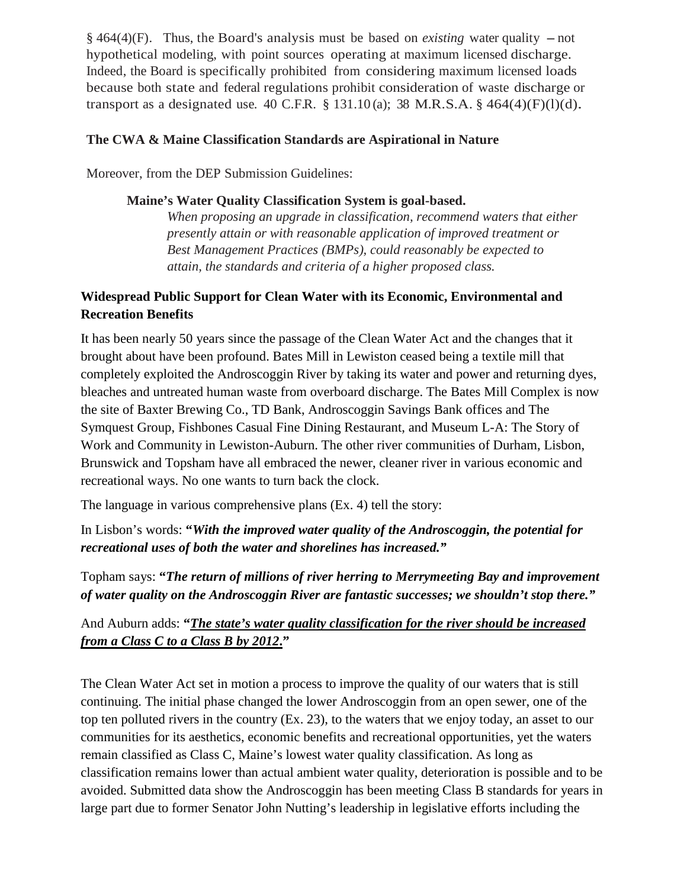§ 464(4)(F). Thus, the Board's analysis must be based on *existing* water quality – not hypothetical modeling, with point sources operating at maximum licensed discharge. Indeed, the Board is specifically prohibited from considering maximum licensed loads because both state and federal regulations prohibit consideration of waste discharge or transport as a designated use. 40 C.F.R. § 131.10(a); 38 M.R.S.A. § 464(4)(F)(l)(d).

**The CWA & Maine Classification Standards are Aspirational in Nature**

Moreover, from the DEP Submission Guidelines:

> **Maine's Water Quality Classification System is goal-based.**
>
> *When proposing an upgrade in classification, recommend waters that either presently attain or with reasonable application of improved treatment or Best Management Practices (BMPs), could reasonably be expected to attain, the standards and criteria of a higher proposed class.*

**Widespread Public Support for Clean Water with its Economic, Environmental and Recreation Benefits**

It has been nearly 50 years since the passage of the Clean Water Act and the changes that it brought about have been profound. Bates Mill in Lewiston ceased being a textile mill that completely exploited the Androscoggin River by taking its water and power and returning dyes, bleaches and untreated human waste from overboard discharge. The Bates Mill Complex is now the site of Baxter Brewing Co., TD Bank, Androscoggin Savings Bank offices and The Symquest Group, Fishbones Casual Fine Dining Restaurant, and Museum L-A: The Story of Work and Community in Lewiston-Auburn. The other river communities of Durham, Lisbon, Brunswick and Topsham have all embraced the newer, cleaner river in various economic and recreational ways. No one wants to turn back the clock.

The language in various comprehensive plans (Ex. 4) tell the story:

In Lisbon's words: **"*With the improved water quality of the Androscoggin, the potential for recreational uses of both the water and shorelines has increased.*"**

Topham says: **"*The return of millions of river herring to Merrymeeting Bay and improvement of water quality on the Androscoggin River are fantastic successes; we shouldn't stop there.*"**

And Auburn adds: **"*<u>The state's water quality classification for the river should be increased from a Class C to a Class B by 2012</u>.*"**

The Clean Water Act set in motion a process to improve the quality of our waters that is still continuing. The initial phase changed the lower Androscoggin from an open sewer, one of the top ten polluted rivers in the country (Ex. 23), to the waters that we enjoy today, an asset to our communities for its aesthetics, economic benefits and recreational opportunities, yet the waters remain classified as Class C, Maine's lowest water quality classification. As long as classification remains lower than actual ambient water quality, deterioration is possible and to be avoided. Submitted data show the Androscoggin has been meeting Class B standards for years in large part due to former Senator John Nutting's leadership in legislative efforts including the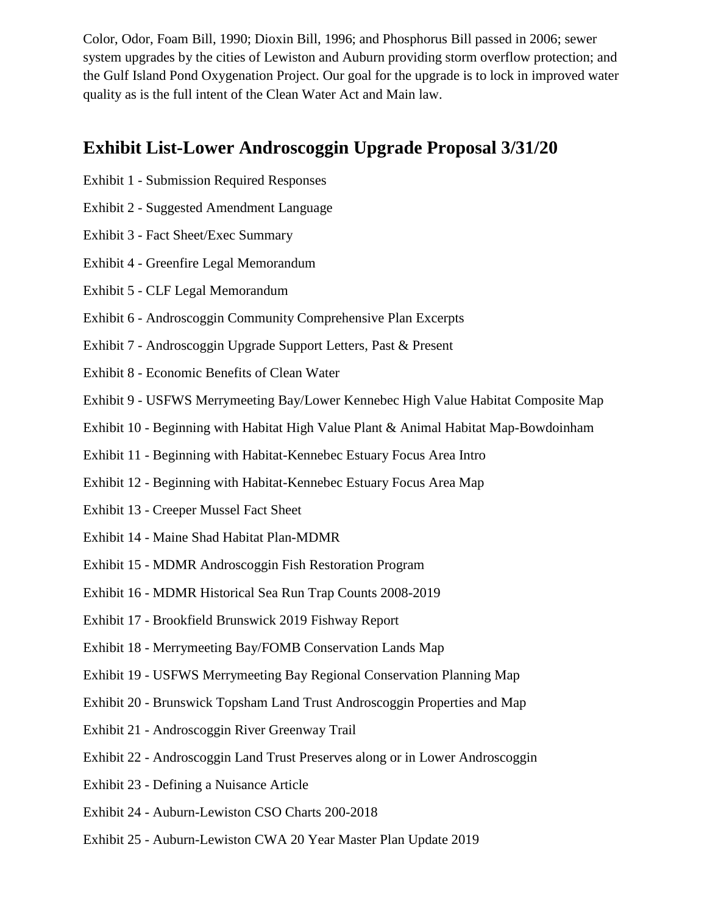Color, Odor, Foam Bill, 1990; Dioxin Bill, 1996; and Phosphorus Bill passed in 2006; sewer system upgrades by the cities of Lewiston and Auburn providing storm overflow protection; and the Gulf Island Pond Oxygenation Project. Our goal for the upgrade is to lock in improved water quality as is the full intent of the Clean Water Act and Main law.

## Exhibit List-Lower Androscoggin Upgrade Proposal 3/31/20

Exhibit 1 - Submission Required Responses

Exhibit 2 - Suggested Amendment Language

Exhibit 3 - Fact Sheet/Exec Summary

Exhibit 4 - Greenfire Legal Memorandum

Exhibit 5 - CLF Legal Memorandum

Exhibit 6 - Androscoggin Community Comprehensive Plan Excerpts

Exhibit 7 - Androscoggin Upgrade Support Letters, Past & Present

Exhibit 8 - Economic Benefits of Clean Water

Exhibit 9 - USFWS Merrymeeting Bay/Lower Kennebec High Value Habitat Composite Map

Exhibit 10 - Beginning with Habitat High Value Plant & Animal Habitat Map-Bowdoinham

Exhibit 11 - Beginning with Habitat-Kennebec Estuary Focus Area Intro

Exhibit 12 - Beginning with Habitat-Kennebec Estuary Focus Area Map

Exhibit 13 - Creeper Mussel Fact Sheet

Exhibit 14 - Maine Shad Habitat Plan-MDMR

Exhibit 15 - MDMR Androscoggin Fish Restoration Program

Exhibit 16 - MDMR Historical Sea Run Trap Counts 2008-2019

Exhibit 17 - Brookfield Brunswick 2019 Fishway Report

Exhibit 18 - Merrymeeting Bay/FOMB Conservation Lands Map

Exhibit 19 - USFWS Merrymeeting Bay Regional Conservation Planning Map

Exhibit 20 - Brunswick Topsham Land Trust Androscoggin Properties and Map

Exhibit 21 - Androscoggin River Greenway Trail

Exhibit 22 - Androscoggin Land Trust Preserves along or in Lower Androscoggin

Exhibit 23 - Defining a Nuisance Article

Exhibit 24 - Auburn-Lewiston CSO Charts 200-2018

Exhibit 25 - Auburn-Lewiston CWA 20 Year Master Plan Update 2019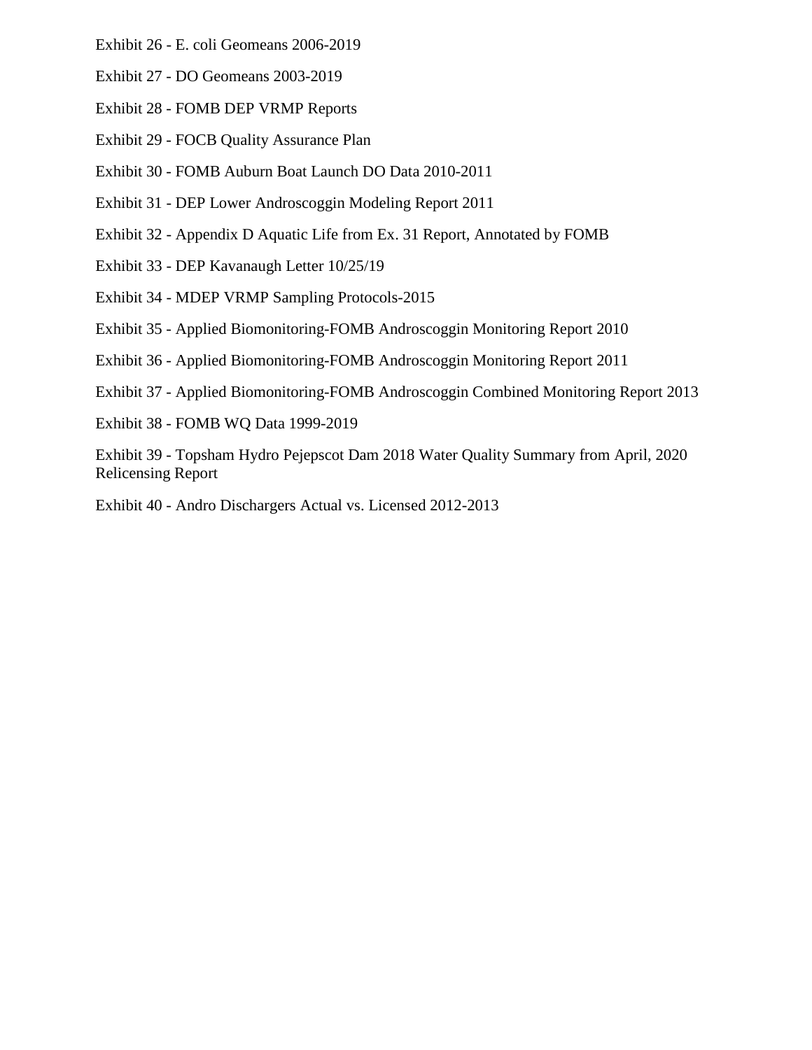Exhibit 26 - E. coli Geomeans 2006-2019

Exhibit 27 - DO Geomeans 2003-2019

Exhibit 28 - FOMB DEP VRMP Reports

Exhibit 29 - FOCB Quality Assurance Plan

Exhibit 30 - FOMB Auburn Boat Launch DO Data 2010-2011

Exhibit 31 - DEP Lower Androscoggin Modeling Report 2011

Exhibit 32 - Appendix D Aquatic Life from Ex. 31 Report, Annotated by FOMB

Exhibit 33 - DEP Kavanaugh Letter 10/25/19

Exhibit 34 - MDEP VRMP Sampling Protocols-2015

Exhibit 35 - Applied Biomonitoring-FOMB Androscoggin Monitoring Report 2010

Exhibit 36 - Applied Biomonitoring-FOMB Androscoggin Monitoring Report 2011

Exhibit 37 - Applied Biomonitoring-FOMB Androscoggin Combined Monitoring Report 2013

Exhibit 38 - FOMB WQ Data 1999-2019

Exhibit 39 - Topsham Hydro Pejepscot Dam 2018 Water Quality Summary from April, 2020 Relicensing Report

Exhibit 40 - Andro Dischargers Actual vs. Licensed 2012-2013